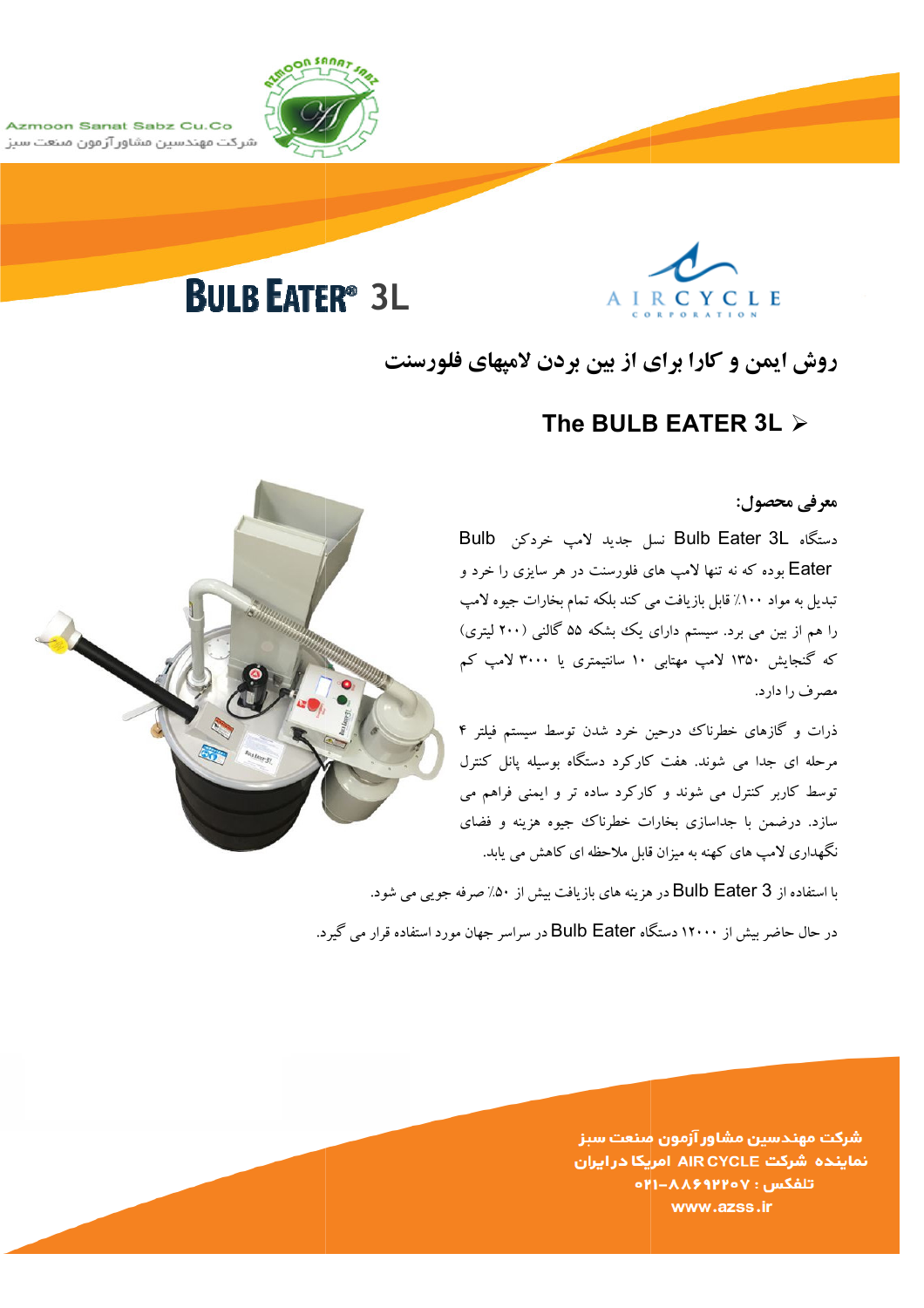Azmoon Sanat Sabz Cu.Co

شرکت مهندسین مشاورآزمون صنعت سبز

# BULB EATER® 3L

AIRCYCLE CORPORATION

## روش ایمن و کارا برای از بین بردن لامپهای فلورسنت

### The BULB EATER 3L ➢

**معرفی محصول:**

دستگاه Bulb Eater 3L نسل جدید لامپ خردکن Bulb Eater بوده که نه تنها لامپ های فلورسنت در هر سایزی را خرد و تبدیل به مواد ۱۰۰٪ قابل بازیافت می کند بلکه تمام بخارات جیوه لامپ را هم از بین می برد. سیستم دارای یک بشکه ۵۵ گالنی (۲۰۰ لیتری) که گنجایش ۱۳۵۰ لامپ مهتابی ۱۰ سانتیمتری یا ۳۰۰۰ لامپ کم مصرف را دارد.

ذرات و گازهای خطرناک درحین خرد شدن توسط سیستم فیلتر ۴ مرحله ای جدا می شوند. هفت کارکرد دستگاه بوسیله پانل کنترل توسط کاربر کنترل می شوند و کارکرد ساده تر و ایمنی فراهم می سازد. درضمن با جداسازی بخارات خطرناک جیوه هزینه و فضای نگهداری لامپ های کهنه به میزان قابل ملاحظه ای کاهش می یابد.

با استفاده از Bulb Eater 3 در هزینه های بازیافت بیش از ۵۰٪ صرفه جویی می شود.

در حال حاضر بیش از ۱۲۰۰۰ دستگاه Bulb Eater در سراسر جهان مورد استفاده قرار می گیرد.

**شرکت مهندسین مشاورآزمون صنعت سبز**

**نماینده شرکت AIR CYCLE امریکا درایران**

**تلفکس : ۸۸۶۹۲۲۰۷-۰۲۱**

**www.azss.ir**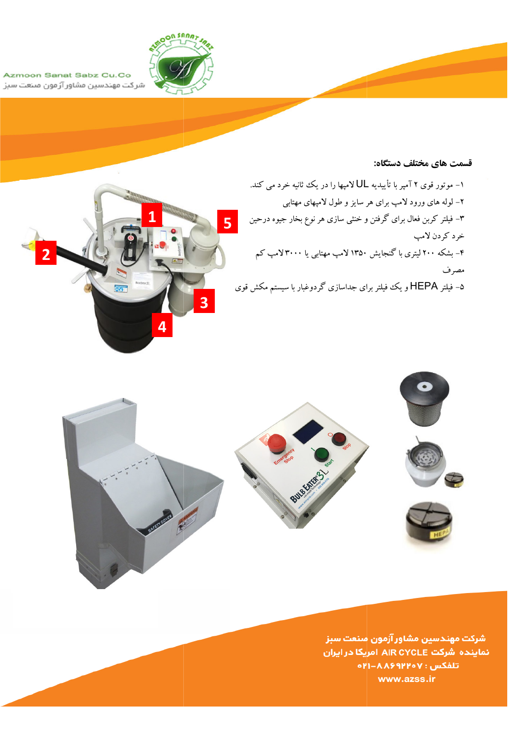Azmoon Sanat Sabz Cu.Co

شرکت مهندسین مشاورآزمون صنعت سبز

## قسمت های مختلف دستگاه:

۱- موتور قوی ۲ آمپر با تأییدیه UL لامپها را در یک ثانیه خرد می کند.

۲- لوله های ورود لامپ برای هر سایز و طول لامپهای مهتابی

۳- فیلتر کربن فعال برای گرفتن و خنثی سازی هر نوع بخار جیوه درحین خرد کردن لامپ

۴- بشکه ۲۰۰ لیتری با گنجایش ۱۳۵۰ لامپ مهتابی یا ۳۰۰۰ لامپ کم مصرف

۵- فیلتر HEPA و یک فیلتر برای جداسازی گردوغبار با سیستم مکش قوی

**شرکت مهندسین مشاورآزمون صنعت سبز**

**نماینده شرکت AIR CYCLE امریکا در ایران**

**تلفکس : ۰۲۱-۸۸۶۹۲۲۰۷**

**www.azss.ir**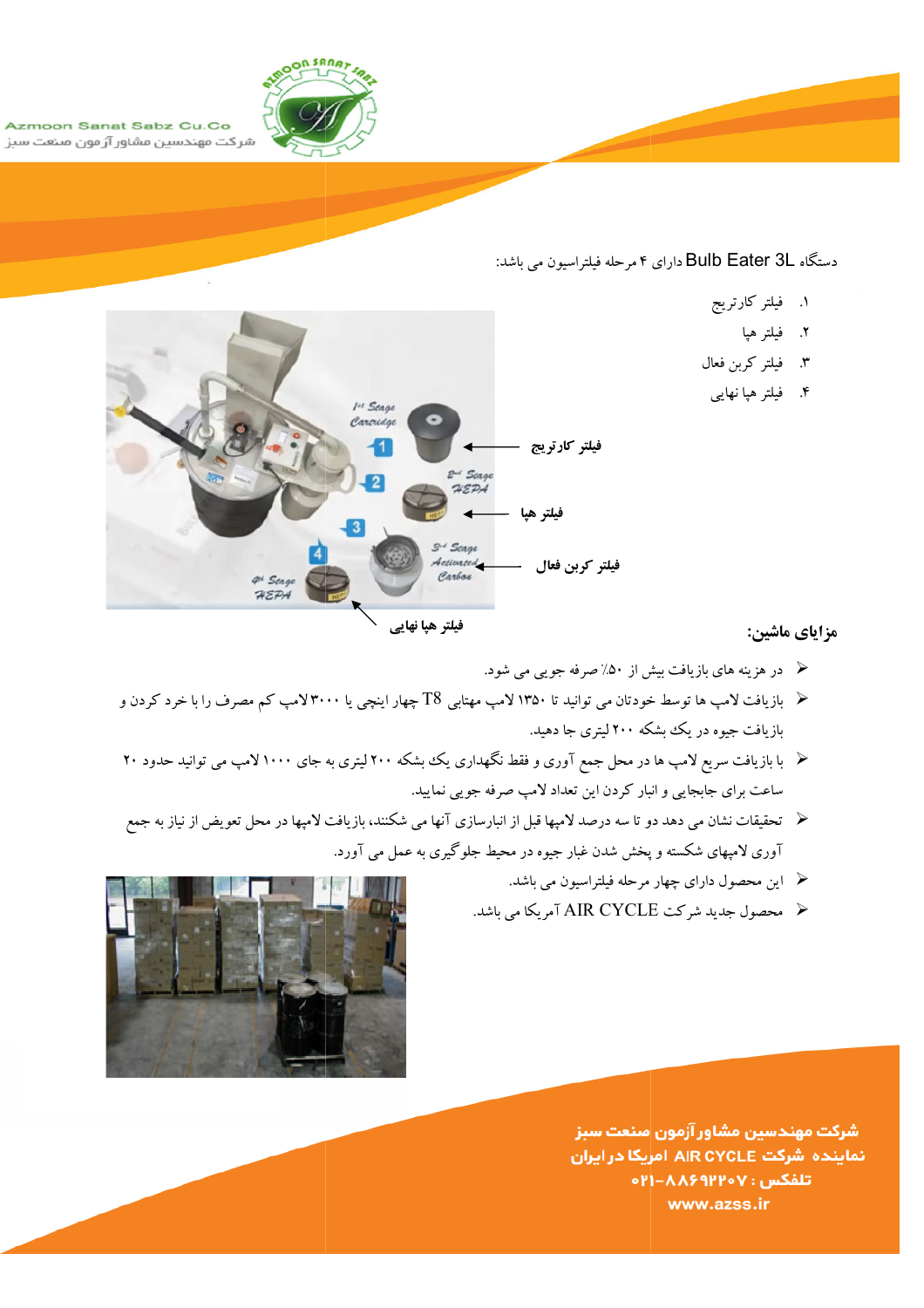دستگاه Bulb Eater 3L دارای ۴ مرحله فیلتراسیون می باشد:

۱. فیلتر کارتریج
۲. فیلتر هپا
۳. فیلتر کربن فعال
۴. فیلتر هپا نهایی

فیلتر کارتریج

فیلتر هپا

فیلتر کربن فعال

فیلتر هپا نهایی

## مزایای ماشین:

- در هزینه های بازیافت بیش از ۵۰٪ صرفه جویی می شود.
- بازیافت لامپ ها توسط خودتان می توانید تا ۱۳۵۰ لامپ مهتابی T8 چهار اینچی یا ۳۰۰۰ لامپ کم مصرف را با خرد کردن و بازیافت جیوه در یک بشکه ۲۰۰ لیتری جا دهید.
- با بازیافت سریع لامپ ها در محل جمع آوری و فقط نگهداری یک بشکه ۲۰۰ لیتری به جای ۱۰۰۰ لامپ می توانید حدود ۲۰ ساعت برای جابجایی و انبار کردن این تعداد لامپ صرفه جویی نمایید.
- تحقیقات نشان می دهد دو تا سه درصد لامپها قبل از انبارسازی آنها می شکنند، بازیافت لامپها در محل تعویض از نیاز به جمع آوری لامپهای شکسته و پخش شدن غبار جیوه در محیط جلوگیری به عمل می آورد.
- این محصول دارای چهار مرحله فیلتراسیون می باشد.
- محصول جدید شرکت AIR CYCLE آمریکا می باشد.

**شرکت مهندسین مشاورآزمون صنعت سبز**
**نماینده شرکت AIR CYCLE امریکا در ایران**
**تلفکس : ۸۸۶۹۲۲۰۷-۰۲۱**
**www.azss.ir**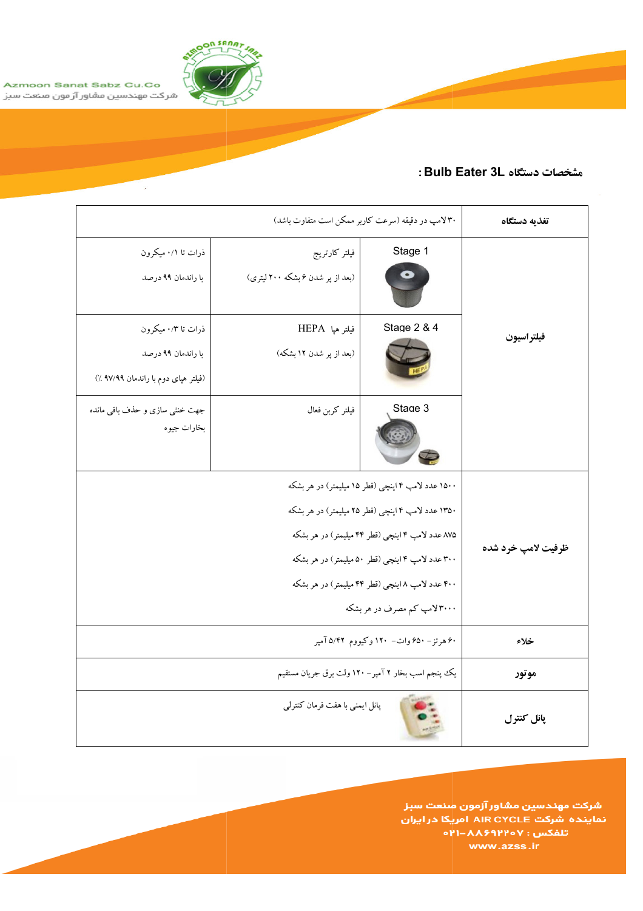Azmoon Sanat Sabz Cu.Co
شرکت مهندسین مشاورآزمون صنعت سبز

## مشخصات دستگاه Bulb Eater 3L :

| | | | |
|---|---|---|---|
| تغذیه دستگاه | ۳۰ لامپ در دقیقه (سرعت کاربر ممکن است متفاوت باشد) | | |
| فیلتراسیون | Stage 1 | فیلتر کارتریج (بعد از پر شدن ۶ بشکه ۲۰۰ لیتری) | ذرات تا ۰/۱ میکرون با راندمان ۹۹ درصد |
| | Stage 2 & 4 | فیلتر هپا HEPA (بعد از پر شدن ۱۲ بشکه) | ذرات تا ۰/۳ میکرون با راندمان ۹۹ درصد (فیلتر هپای دوم با راندمان ۹۷/۹۹ ٪) |
| | Stage 3 | فیلتر کربن فعال | جهت خنثی سازی و حذف باقی مانده بخارات جیوه |
| ظرفیت لامپ خرد شده | ۱۵۰۰ عدد لامپ ۴ اینچی (قطر ۱۵ میلیمتر) در هر بشکه<br>۱۳۵۰ عدد لامپ ۴ اینچی (قطر ۲۵ میلیمتر) در هر بشکه<br>۸۷۵ عدد لامپ ۴ اینچی (قطر ۴۴ میلیمتر) در هر بشکه<br>۳۰۰ عدد لامپ ۴ اینچی (قطر ۵۰ میلیمتر) در هر بشکه<br>۴۰۰ عدد لامپ ۸ اینچی (قطر ۴۴ میلیمتر) در هر بشکه<br>۳۰۰۰ لامپ کم مصرف در هر بشکه | | |
| خلاء | ۶۰ هرتز - ۶۵۰ وات- ۱۲۰ وکیووم ۵/۴۲ آمپر | | |
| موتور | یک پنجم اسب بخار ۲ آمپر - ۱۲۰ ولت برق جریان مستقیم | | |
| پانل کنترل | پانل ایمنی با هفت فرمان کنترلی | | |

شرکت مهندسین مشاورآزمون صنعت سبز
نماینده شرکت AIR CYCLE امریکا درایران
تلفکس : ۸۸۶۹۲۲۰۷-۰۲۱
www.azss.ir